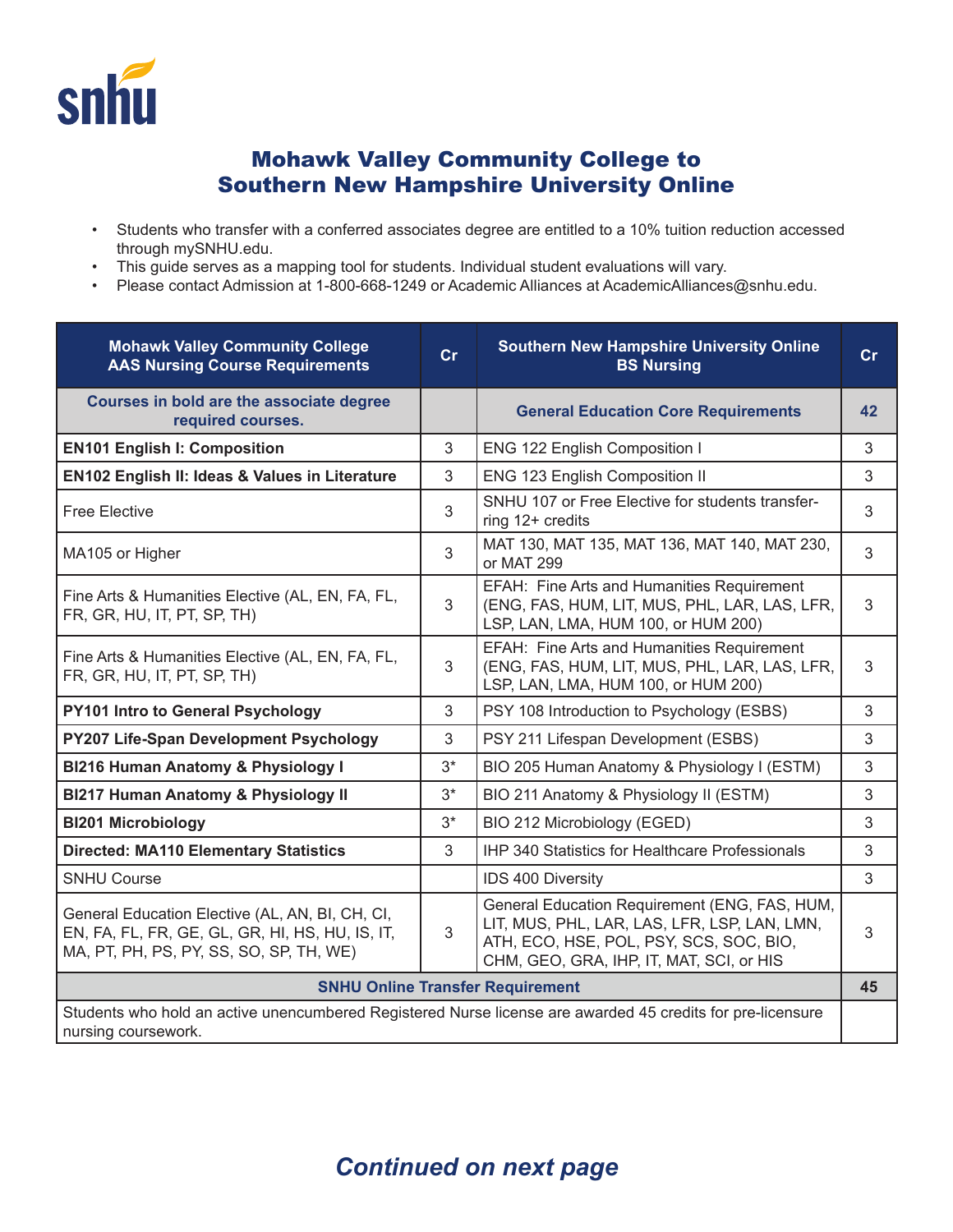# Mohawk Valley Community College to Southern New Hampshire University Online

- Students who transfer with a conferred associates degree are entitled to a 10% tuition reduction accessed through mySNHU.edu.
- This guide serves as a mapping tool for students. Individual student evaluations will vary.
- Please contact Admission at 1-800-668-1249 or Academic Alliances at AcademicAlliances@snhu.edu.

| Mohawk Valley Community College AAS Nursing Course Requirements | Cr | Southern New Hampshire University Online BS Nursing | Cr |
|---|---|---|---|
| Courses in bold are the associate degree required courses. | | **General Education Core Requirements** | **42** |
| **EN101 English I: Composition** | 3 | ENG 122 English Composition I | 3 |
| **EN102 English II: Ideas & Values in Literature** | 3 | ENG 123 English Composition II | 3 |
| Free Elective | 3 | SNHU 107 or Free Elective for students transferring 12+ credits | 3 |
| MA105 or Higher | 3 | MAT 130, MAT 135, MAT 136, MAT 140, MAT 230, or MAT 299 | 3 |
| Fine Arts & Humanities Elective (AL, EN, FA, FL, FR, GR, HU, IT, PT, SP, TH) | 3 | EFAH: Fine Arts and Humanities Requirement (ENG, FAS, HUM, LIT, MUS, PHL, LAR, LAS, LFR, LSP, LAN, LMA, HUM 100, or HUM 200) | 3 |
| Fine Arts & Humanities Elective (AL, EN, FA, FL, FR, GR, HU, IT, PT, SP, TH) | 3 | EFAH: Fine Arts and Humanities Requirement (ENG, FAS, HUM, LIT, MUS, PHL, LAR, LAS, LFR, LSP, LAN, LMA, HUM 100, or HUM 200) | 3 |
| **PY101 Intro to General Psychology** | 3 | PSY 108 Introduction to Psychology (ESBS) | 3 |
| **PY207 Life-Span Development Psychology** | 3 | PSY 211 Lifespan Development (ESBS) | 3 |
| **BI216 Human Anatomy & Physiology I** | 3* | BIO 205 Human Anatomy & Physiology I (ESTM) | 3 |
| **BI217 Human Anatomy & Physiology II** | 3* | BIO 211 Anatomy & Physiology II (ESTM) | 3 |
| **BI201 Microbiology** | 3* | BIO 212 Microbiology (EGED) | 3 |
| **Directed: MA110 Elementary Statistics** | 3 | IHP 340 Statistics for Healthcare Professionals | 3 |
| SNHU Course | | IDS 400 Diversity | 3 |
| General Education Elective (AL, AN, BI, CH, CI, EN, FA, FL, FR, GE, GL, GR, HI, HS, HU, IS, IT, MA, PT, PH, PS, PY, SS, SO, SP, TH, WE) | 3 | General Education Requirement (ENG, FAS, HUM, LIT, MUS, PHL, LAR, LAS, LFR, LSP, LAN, LMN, ATH, ECO, HSE, POL, PSY, SCS, SOC, BIO, CHM, GEO, GRA, IHP, IT, MAT, SCI, or HIS | 3 |
| **SNHU Online Transfer Requirement** | | | **45** |
| Students who hold an active unencumbered Registered Nurse license are awarded 45 credits for pre-licensure nursing coursework. | | | |

***Continued on next page***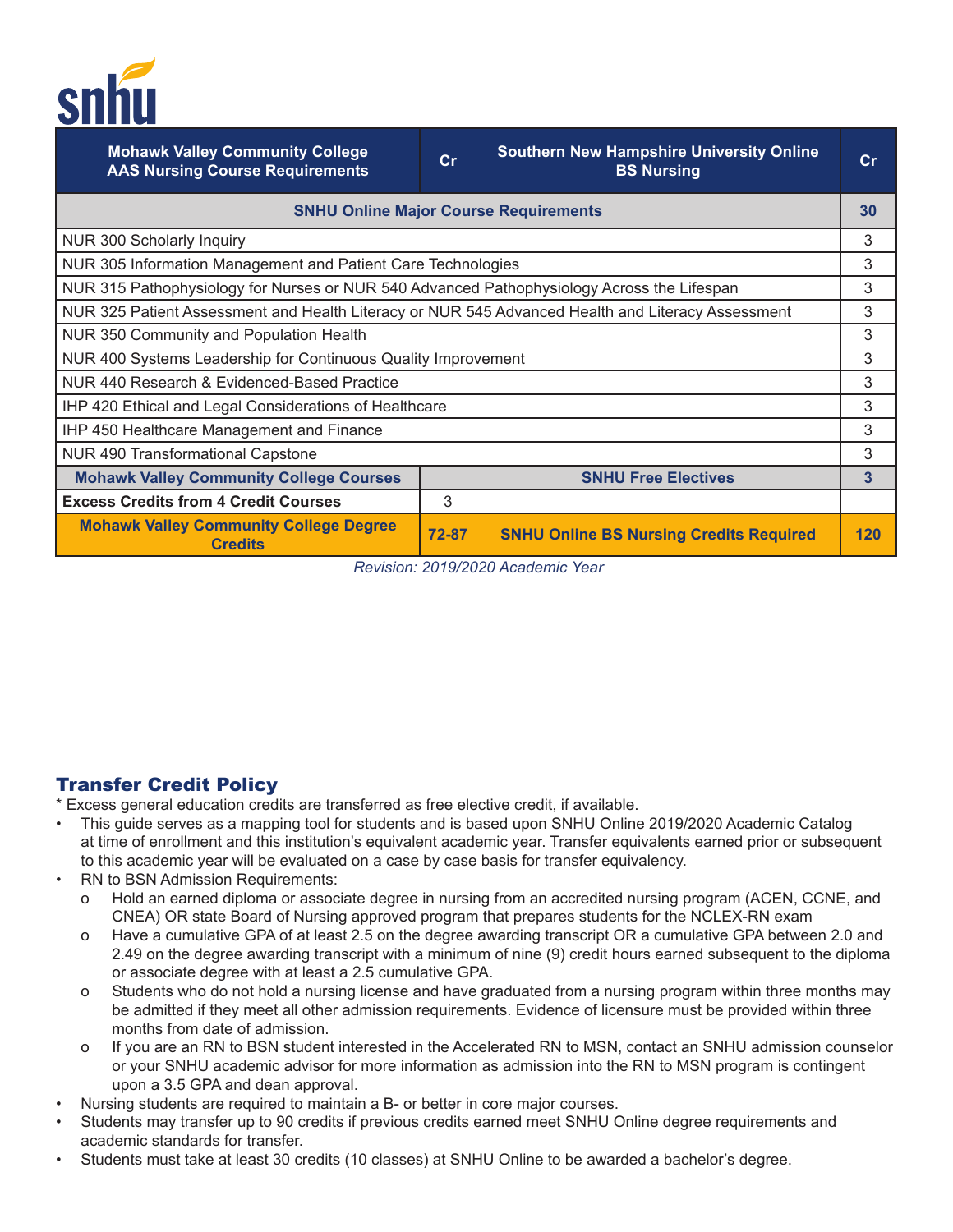| Mohawk Valley Community College AAS Nursing Course Requirements | Cr | Southern New Hampshire University Online BS Nursing | Cr |
|---|---|---|---|
| **SNHU Online Major Course Requirements** | | | **30** |
| NUR 300 Scholarly Inquiry | | | 3 |
| NUR 305 Information Management and Patient Care Technologies | | | 3 |
| NUR 315 Pathophysiology for Nurses or NUR 540 Advanced Pathophysiology Across the Lifespan | | | 3 |
| NUR 325 Patient Assessment and Health Literacy or NUR 545 Advanced Health and Literacy Assessment | | | 3 |
| NUR 350 Community and Population Health | | | 3 |
| NUR 400 Systems Leadership for Continuous Quality Improvement | | | 3 |
| NUR 440 Research & Evidenced-Based Practice | | | 3 |
| IHP 420 Ethical and Legal Considerations of Healthcare | | | 3 |
| IHP 450 Healthcare Management and Finance | | | 3 |
| NUR 490 Transformational Capstone | | | 3 |
| **Mohawk Valley Community College Courses** | | **SNHU Free Electives** | **3** |
| **Excess Credits from 4 Credit Courses** | 3 | | |
| **Mohawk Valley Community College Degree Credits** | **72-87** | **SNHU Online BS Nursing Credits Required** | **120** |

*Revision: 2019/2020 Academic Year*

## Transfer Credit Policy

* Excess general education credits are transferred as free elective credit, if available.

- This guide serves as a mapping tool for students and is based upon SNHU Online 2019/2020 Academic Catalog at time of enrollment and this institution's equivalent academic year. Transfer equivalents earned prior or subsequent to this academic year will be evaluated on a case by case basis for transfer equivalency.
- RN to BSN Admission Requirements:
  - Hold an earned diploma or associate degree in nursing from an accredited nursing program (ACEN, CCNE, and CNEA) OR state Board of Nursing approved program that prepares students for the NCLEX-RN exam
  - Have a cumulative GPA of at least 2.5 on the degree awarding transcript OR a cumulative GPA between 2.0 and 2.49 on the degree awarding transcript with a minimum of nine (9) credit hours earned subsequent to the diploma or associate degree with at least a 2.5 cumulative GPA.
  - Students who do not hold a nursing license and have graduated from a nursing program within three months may be admitted if they meet all other admission requirements. Evidence of licensure must be provided within three months from date of admission.
  - If you are an RN to BSN student interested in the Accelerated RN to MSN, contact an SNHU admission counselor or your SNHU academic advisor for more information as admission into the RN to MSN program is contingent upon a 3.5 GPA and dean approval.
- Nursing students are required to maintain a B- or better in core major courses.
- Students may transfer up to 90 credits if previous credits earned meet SNHU Online degree requirements and academic standards for transfer.
- Students must take at least 30 credits (10 classes) at SNHU Online to be awarded a bachelor's degree.